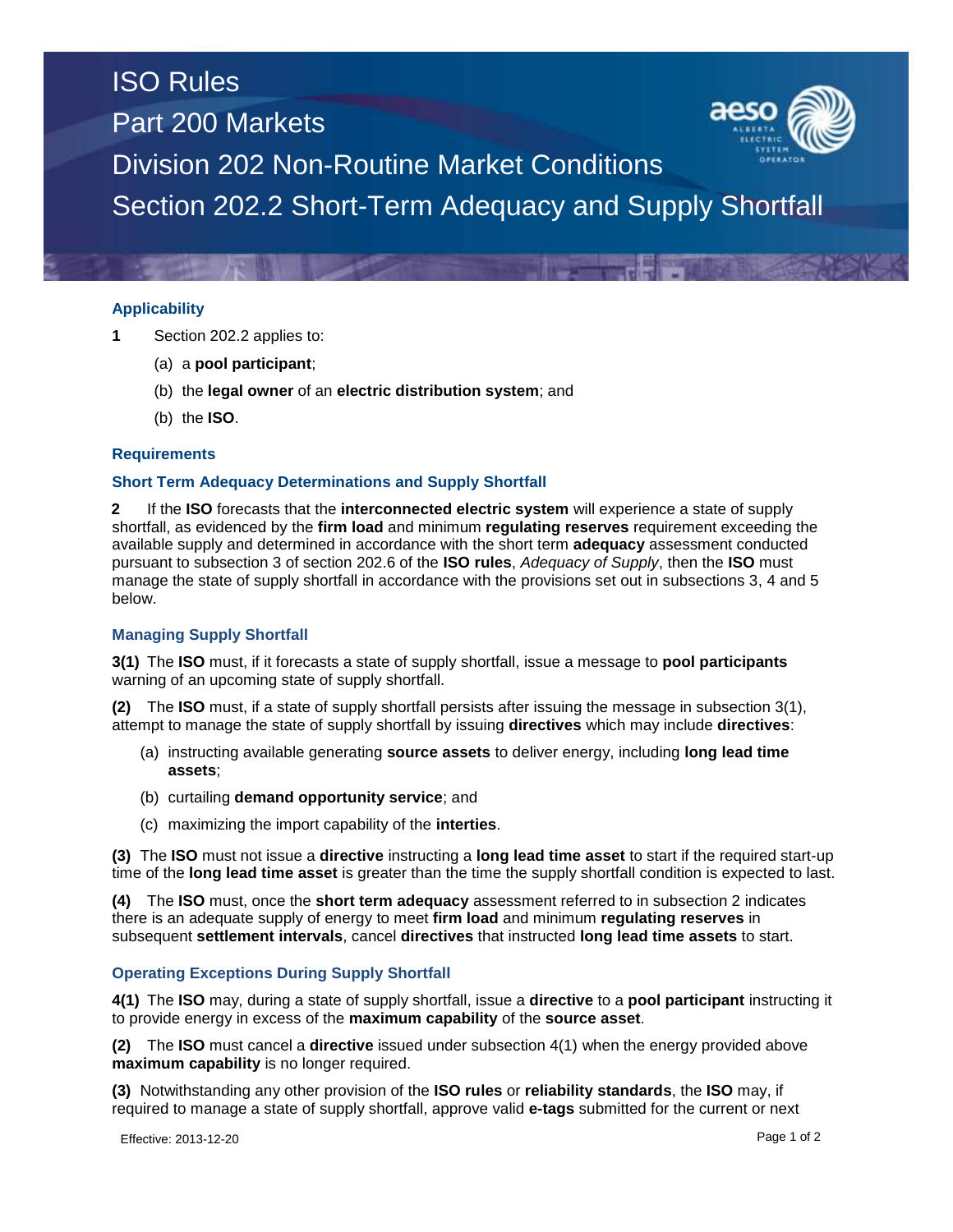# ISO Rules
## Part 200 Markets
## Division 202 Non-Routine Market Conditions
## Section 202.2 Short-Term Adequacy and Supply Shortfall

### Applicability

**1** Section 202.2 applies to:

(a) a **pool participant**;

(b) the **legal owner** of an **electric distribution system**; and

(b) the **ISO**.

### Requirements

### Short Term Adequacy Determinations and Supply Shortfall

**2** If the **ISO** forecasts that the **interconnected electric system** will experience a state of supply shortfall, as evidenced by the **firm load** and minimum **regulating reserves** requirement exceeding the available supply and determined in accordance with the short term **adequacy** assessment conducted pursuant to subsection 3 of section 202.6 of the **ISO rules**, *Adequacy of Supply*, then the **ISO** must manage the state of supply shortfall in accordance with the provisions set out in subsections 3, 4 and 5 below.

### Managing Supply Shortfall

**3(1)** The **ISO** must, if it forecasts a state of supply shortfall, issue a message to **pool participants** warning of an upcoming state of supply shortfall.

**(2)** The **ISO** must, if a state of supply shortfall persists after issuing the message in subsection 3(1), attempt to manage the state of supply shortfall by issuing **directives** which may include **directives**:

(a) instructing available generating **source assets** to deliver energy, including **long lead time assets**;

(b) curtailing **demand opportunity service**; and

(c) maximizing the import capability of the **interties**.

**(3)** The **ISO** must not issue a **directive** instructing a **long lead time asset** to start if the required start-up time of the **long lead time asset** is greater than the time the supply shortfall condition is expected to last.

**(4)** The **ISO** must, once the **short term adequacy** assessment referred to in subsection 2 indicates there is an adequate supply of energy to meet **firm load** and minimum **regulating reserves** in subsequent **settlement intervals**, cancel **directives** that instructed **long lead time assets** to start.

### Operating Exceptions During Supply Shortfall

**4(1)** The **ISO** may, during a state of supply shortfall, issue a **directive** to a **pool participant** instructing it to provide energy in excess of the **maximum capability** of the **source asset**.

**(2)** The **ISO** must cancel a **directive** issued under subsection 4(1) when the energy provided above **maximum capability** is no longer required.

**(3)** Notwithstanding any other provision of the **ISO rules** or **reliability standards**, the **ISO** may, if required to manage a state of supply shortfall, approve valid **e-tags** submitted for the current or next

Effective: 2013-12-20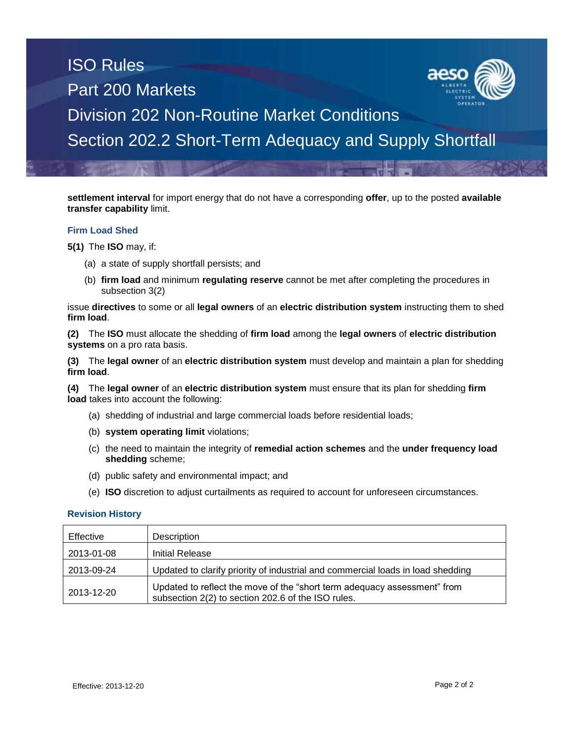**settlement interval** for import energy that do not have a corresponding **offer**, up to the posted **available transfer capability** limit.

### Firm Load Shed

**5(1)** The **ISO** may, if:

(a) a state of supply shortfall persists; and

(b) **firm load** and minimum **regulating reserve** cannot be met after completing the procedures in subsection 3(2)

issue **directives** to some or all **legal owners** of an **electric distribution system** instructing them to shed **firm load**.

**(2)** The **ISO** must allocate the shedding of **firm load** among the **legal owners** of **electric distribution systems** on a pro rata basis.

**(3)** The **legal owner** of an **electric distribution system** must develop and maintain a plan for shedding **firm load**.

**(4)** The **legal owner** of an **electric distribution system** must ensure that its plan for shedding **firm load** takes into account the following:

(a) shedding of industrial and large commercial loads before residential loads;

(b) **system operating limit** violations;

(c) the need to maintain the integrity of **remedial action schemes** and the **under frequency load shedding** scheme;

(d) public safety and environmental impact; and

(e) **ISO** discretion to adjust curtailments as required to account for unforeseen circumstances.

### Revision History

| Effective | Description |
|---|---|
| 2013-01-08 | Initial Release |
| 2013-09-24 | Updated to clarify priority of industrial and commercial loads in load shedding |
| 2013-12-20 | Updated to reflect the move of the “short term adequacy assessment” from subsection 2(2) to section 202.6 of the ISO rules. |